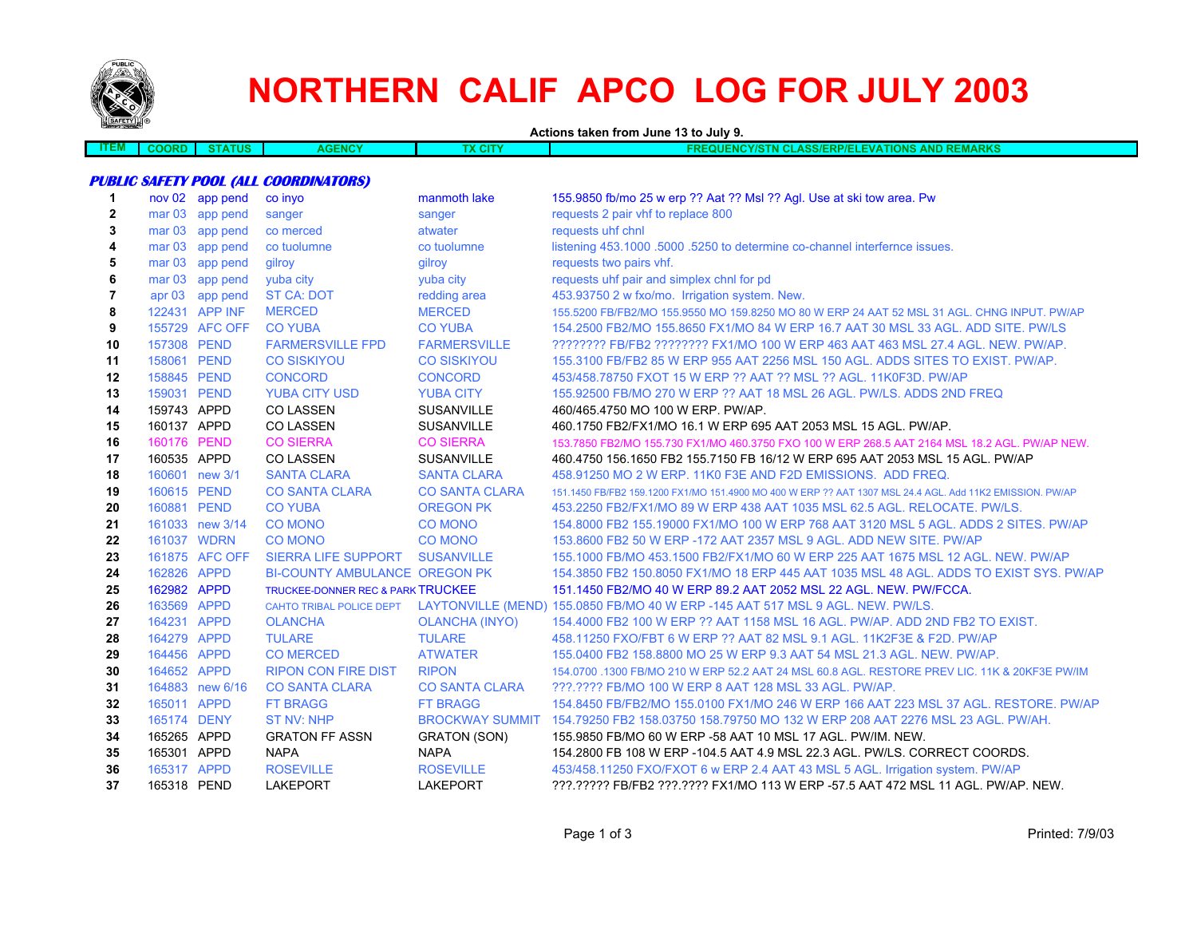# NORTHERN CALIF APCO LOG FOR JULY 2003

**Actions taken from June 13 to July 9.**

| ITEM | COORD | STATUS | AGENCY | TX CITY | FREQUENCY/STN CLASS/ERP/ELEVATIONS AND REMARKS |
|---|---|---|---|---|---|
| ***PUBLIC SAFETY POOL (ALL COORDINATORS)*** | | | | | |
| 1 | nov 02 | app pend | co inyo | manmoth lake | 155.9850 fb/mo 25 w erp ?? Aat ?? Msl ?? Agl. Use at ski tow area. Pw |
| 2 | mar 03 | app pend | sanger | sanger | requests 2 pair vhf to replace 800 |
| 3 | mar 03 | app pend | co merced | atwater | requests uhf chnl |
| 4 | mar 03 | app pend | co tuolumne | co tuolumne | listening 453.1000 .5000 .5250 to determine co-channel interfernce issues. |
| 5 | mar 03 | app pend | gilroy | gilroy | requests two pairs vhf. |
| 6 | mar 03 | app pend | yuba city | yuba city | requests uhf pair and simplex chnl for pd |
| 7 | apr 03 | app pend | ST CA: DOT | redding area | 453.93750 2 w fxo/mo. Irrigation system. New. |
| 8 | 122431 | APP INF | MERCED | MERCED | 155.5200 FB/FB2/MO 155.9550 MO 159.8250 MO 80 W ERP 24 AAT 52 MSL 31 AGL. CHNG INPUT. PW/AP |
| 9 | 155729 | AFC OFF | CO YUBA | CO YUBA | 154.2500 FB2/MO 155.8650 FX1/MO 84 W ERP 16.7 AAT 30 MSL 33 AGL. ADD SITE. PW/LS |
| 10 | 157308 | PEND | FARMERSVILLE FPD | FARMERSVILLE | ???????? FB/FB2 ???????? FX1/MO 100 W ERP 463 AAT 463 MSL 27.4 AGL. NEW. PW/AP. |
| 11 | 158061 | PEND | CO SISKIYOU | CO SISKIYOU | 155.3100 FB/FB2 85 W ERP 955 AAT 2256 MSL 150 AGL. ADDS SITES TO EXIST. PW/AP. |
| 12 | 158845 | PEND | CONCORD | CONCORD | 453/458.78750 FXOT 15 W ERP ?? AAT ?? MSL ?? AGL. 11K0F3D. PW/AP |
| 13 | 159031 | PEND | YUBA CITY USD | YUBA CITY | 155.92500 FB/MO 270 W ERP ?? AAT 18 MSL 26 AGL. PW/LS. ADDS 2ND FREQ |
| 14 | 159743 | APPD | CO LASSEN | SUSANVILLE | 460/465.4750 MO 100 W ERP. PW/AP. |
| 15 | 160137 | APPD | CO LASSEN | SUSANVILLE | 460.1750 FB2/FX1/MO 16.1 W ERP 695 AAT 2053 MSL 15 AGL. PW/AP. |
| 16 | 160176 | PEND | CO SIERRA | CO SIERRA | 153.7850 FB2/MO 155.730 FX1/MO 460.3750 FXO 100 W ERP 268.5 AAT 2164 MSL 18.2 AGL. PW/AP NEW. |
| 17 | 160535 | APPD | CO LASSEN | SUSANVILLE | 460.4750 156.1650 FB2 155.7150 FB 16/12 W ERP 695 AAT 2053 MSL 15 AGL. PW/AP |
| 18 | 160601 | new 3/1 | SANTA CLARA | SANTA CLARA | 458.91250 MO 2 W ERP. 11K0 F3E AND F2D EMISSIONS. ADD FREQ. |
| 19 | 160615 | PEND | CO SANTA CLARA | CO SANTA CLARA | 151.1450 FB/FB2 159.1200 FX1/MO 151.4900 MO 400 W ERP ?? AAT 1307 MSL 24.4 AGL. Add 11K2 EMISSION. PW/AP |
| 20 | 160881 | PEND | CO YUBA | OREGON PK | 453.2250 FB2/FX1/MO 89 W ERP 438 AAT 1035 MSL 62.5 AGL. RELOCATE. PW/LS. |
| 21 | 161033 | new 3/14 | CO MONO | CO MONO | 154.8000 FB2 155.19000 FX1/MO 100 W ERP 768 AAT 3120 MSL 5 AGL. ADDS 2 SITES. PW/AP |
| 22 | 161037 | WDRN | CO MONO | CO MONO | 153.8600 FB2 50 W ERP -172 AAT 2357 MSL 9 AGL. ADD NEW SITE. PW/AP |
| 23 | 161875 | AFC OFF | SIERRA LIFE SUPPORT | SUSANVILLE | 155.1000 FB/MO 453.1500 FB2/FX1/MO 60 W ERP 225 AAT 1675 MSL 12 AGL. NEW. PW/AP |
| 24 | 162826 | APPD | BI-COUNTY AMBULANCE | OREGON PK | 154.3850 FB2 150.8050 FX1/MO 18 ERP 445 AAT 1035 MSL 48 AGL. ADDS TO EXIST SYS. PW/AP |
| 25 | 162982 | APPD | TRUCKEE-DONNER REC & PARK | TRUCKEE | 151.1450 FB2/MO 40 W ERP 89.2 AAT 2052 MSL 22 AGL. NEW. PW/FCCA. |
| 26 | 163569 | APPD | CAHTO TRIBAL POLICE DEPT | LAYTONVILLE (MEND) | 155.0850 FB/MO 40 W ERP -145 AAT 517 MSL 9 AGL. NEW. PW/LS. |
| 27 | 164231 | APPD | OLANCHA | OLANCHA (INYO) | 154.4000 FB2 100 W ERP ?? AAT 1158 MSL 16 AGL. PW/AP. ADD 2ND FB2 TO EXIST. |
| 28 | 164279 | APPD | TULARE | TULARE | 458.11250 FXO/FBT 6 W ERP ?? AAT 82 MSL 9.1 AGL. 11K2F3E & F2D. PW/AP |
| 29 | 164456 | APPD | CO MERCED | ATWATER | 155.0400 FB2 158.8800 MO 25 W ERP 9.3 AAT 54 MSL 21.3 AGL. NEW. PW/AP. |
| 30 | 164652 | APPD | RIPON CON FIRE DIST | RIPON | 154.0700 .1300 FB/MO 210 W ERP 52.2 AAT 24 MSL 60.8 AGL. RESTORE PREV LIC. 11K & 20KF3E PW/IM |
| 31 | 164883 | new 6/16 | CO SANTA CLARA | CO SANTA CLARA | ???.???? FB/MO 100 W ERP 8 AAT 128 MSL 33 AGL. PW/AP. |
| 32 | 165011 | APPD | FT BRAGG | FT BRAGG | 154.8450 FB/FB2/MO 155.0100 FX1/MO 246 W ERP 166 AAT 223 MSL 37 AGL. RESTORE. PW/AP |
| 33 | 165174 | DENY | ST NV: NHP | BROCKWAY SUMMIT | 154.79250 FB2 158.03750 158.79750 MO 132 W ERP 208 AAT 2276 MSL 23 AGL. PW/AH. |
| 34 | 165265 | APPD | GRATON FF ASSN | GRATON (SON) | 155.9850 FB/MO 60 W ERP -58 AAT 10 MSL 17 AGL. PW/IM. NEW. |
| 35 | 165301 | APPD | NAPA | NAPA | 154.2800 FB 108 W ERP -104.5 AAT 4.9 MSL 22.3 AGL. PW/LS. CORRECT COORDS. |
| 36 | 165317 | APPD | ROSEVILLE | ROSEVILLE | 453/458.11250 FXO/FXOT 6 w ERP 2.4 AAT 43 MSL 5 AGL. Irrigation system. PW/AP |
| 37 | 165318 | PEND | LAKEPORT | LAKEPORT | ???.????? FB/FB2 ???.???? FX1/MO 113 W ERP -57.5 AAT 472 MSL 11 AGL. PW/AP. NEW. |

Printed: 7/9/03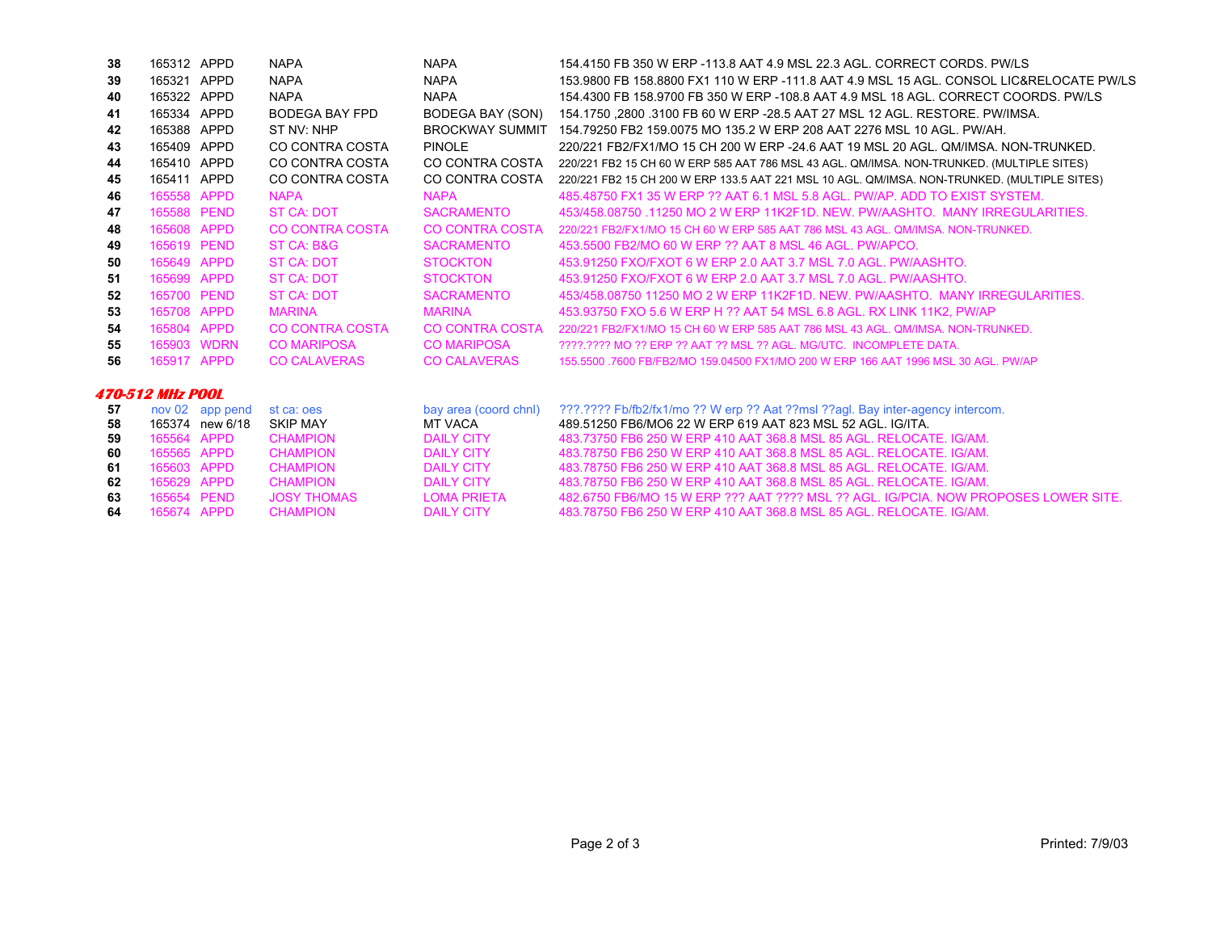| # | App # | Status | Applicant | Location | Details |
|---|---|---|---|---|---|
| 38 | 165312 | APPD | NAPA | NAPA | 154.4150 FB 350 W ERP -113.8 AAT 4.9 MSL 22.3 AGL. CORRECT CORDS. PW/LS |
| 39 | 165321 | APPD | NAPA | NAPA | 153.9800 FB 158.8800 FX1 110 W ERP -111.8 AAT 4.9 MSL 15 AGL. CONSOL LIC&RELOCATE PW/LS |
| 40 | 165322 | APPD | NAPA | NAPA | 154.4300 FB 158.9700 FB 350 W ERP -108.8 AAT 4.9 MSL 18 AGL. CORRECT COORDS. PW/LS |
| 41 | 165334 | APPD | BODEGA BAY FPD | BODEGA BAY (SON) | 154.1750 ,2800 .3100 FB 60 W ERP -28.5 AAT 27 MSL 12 AGL. RESTORE. PW/IMSA. |
| 42 | 165388 | APPD | ST NV: NHP | BROCKWAY SUMMIT | 154.79250 FB2 159.0075 MO 135.2 W ERP 208 AAT 2276 MSL 10 AGL. PW/AH. |
| 43 | 165409 | APPD | CO CONTRA COSTA | PINOLE | 220/221 FB2/FX1/MO 15 CH 200 W ERP -24.6 AAT 19 MSL 20 AGL. QM/IMSA. NON-TRUNKED. |
| 44 | 165410 | APPD | CO CONTRA COSTA | CO CONTRA COSTA | 220/221 FB2 15 CH 60 W ERP 585 AAT 786 MSL 43 AGL. QM/IMSA. NON-TRUNKED. (MULTIPLE SITES) |
| 45 | 165411 | APPD | CO CONTRA COSTA | CO CONTRA COSTA | 220/221 FB2 15 CH 200 W ERP 133.5 AAT 221 MSL 10 AGL. QM/IMSA. NON-TRUNKED. (MULTIPLE SITES) |
| 46 | 165558 | APPD | NAPA | NAPA | 485.48750 FX1 35 W ERP ?? AAT 6.1 MSL 5.8 AGL. PW/AP. ADD TO EXIST SYSTEM. |
| 47 | 165588 | PEND | ST CA: DOT | SACRAMENTO | 453/458.08750 .11250 MO 2 W ERP 11K2F1D. NEW. PW/AASHTO. MANY IRREGULARITIES. |
| 48 | 165608 | APPD | CO CONTRA COSTA | CO CONTRA COSTA | 220/221 FB2/FX1/MO 15 CH 60 W ERP 585 AAT 786 MSL 43 AGL. QM/IMSA. NON-TRUNKED. |
| 49 | 165619 | PEND | ST CA: B&G | SACRAMENTO | 453.5500 FB2/MO 60 W ERP ?? AAT 8 MSL 46 AGL. PW/APCO. |
| 50 | 165649 | APPD | ST CA: DOT | STOCKTON | 453.91250 FXO/FXOT 6 W ERP 2.0 AAT 3.7 MSL 7.0 AGL. PW/AASHTO. |
| 51 | 165699 | APPD | ST CA: DOT | STOCKTON | 453.91250 FXO/FXOT 6 W ERP 2.0 AAT 3.7 MSL 7.0 AGL. PW/AASHTO. |
| 52 | 165700 | PEND | ST CA: DOT | SACRAMENTO | 453/458.08750 11250 MO 2 W ERP 11K2F1D. NEW. PW/AASHTO. MANY IRREGULARITIES. |
| 53 | 165708 | APPD | MARINA | MARINA | 453.93750 FXO 5.6 W ERP H ?? AAT 54 MSL 6.8 AGL. RX LINK 11K2, PW/AP |
| 54 | 165804 | APPD | CO CONTRA COSTA | CO CONTRA COSTA | 220/221 FB2/FX1/MO 15 CH 60 W ERP 585 AAT 786 MSL 43 AGL. QM/IMSA. NON-TRUNKED. |
| 55 | 165903 | WDRN | CO MARIPOSA | CO MARIPOSA | ????.???? MO ?? ERP ?? AAT ?? MSL ?? AGL. MG/UTC. INCOMPLETE DATA. |
| 56 | 165917 | APPD | CO CALAVERAS | CO CALAVERAS | 155.5500 .7600 FB/FB2/MO 159.04500 FX1/MO 200 W ERP 166 AAT 1996 MSL 30 AGL. PW/AP |

***470-512 MHz POOL***

| # | App # | Status | Applicant | Location | Details |
|---|---|---|---|---|---|
| 57 | nov 02 | app pend | st ca: oes | bay area (coord chnl) | ???.???? Fb/fb2/fx1/mo ?? W erp ?? Aat ??msl ??agl. Bay inter-agency intercom. |
| 58 | 165374 | new 6/18 | SKIP MAY | MT VACA | 489.51250 FB6/MO6 22 W ERP 619 AAT 823 MSL 52 AGL. IG/ITA. |
| 59 | 165564 | APPD | CHAMPION | DAILY CITY | 483.73750 FB6 250 W ERP 410 AAT 368.8 MSL 85 AGL. RELOCATE. IG/AM. |
| 60 | 165565 | APPD | CHAMPION | DAILY CITY | 483.78750 FB6 250 W ERP 410 AAT 368.8 MSL 85 AGL. RELOCATE. IG/AM. |
| 61 | 165603 | APPD | CHAMPION | DAILY CITY | 483.78750 FB6 250 W ERP 410 AAT 368.8 MSL 85 AGL. RELOCATE. IG/AM. |
| 62 | 165629 | APPD | CHAMPION | DAILY CITY | 483.78750 FB6 250 W ERP 410 AAT 368.8 MSL 85 AGL. RELOCATE. IG/AM. |
| 63 | 165654 | PEND | JOSY THOMAS | LOMA PRIETA | 482.6750 FB6/MO 15 W ERP ??? AAT ???? MSL ?? AGL. IG/PCIA. NOW PROPOSES LOWER SITE. |
| 64 | 165674 | APPD | CHAMPION | DAILY CITY | 483.78750 FB6 250 W ERP 410 AAT 368.8 MSL 85 AGL. RELOCATE. IG/AM. |

Printed: 7/9/03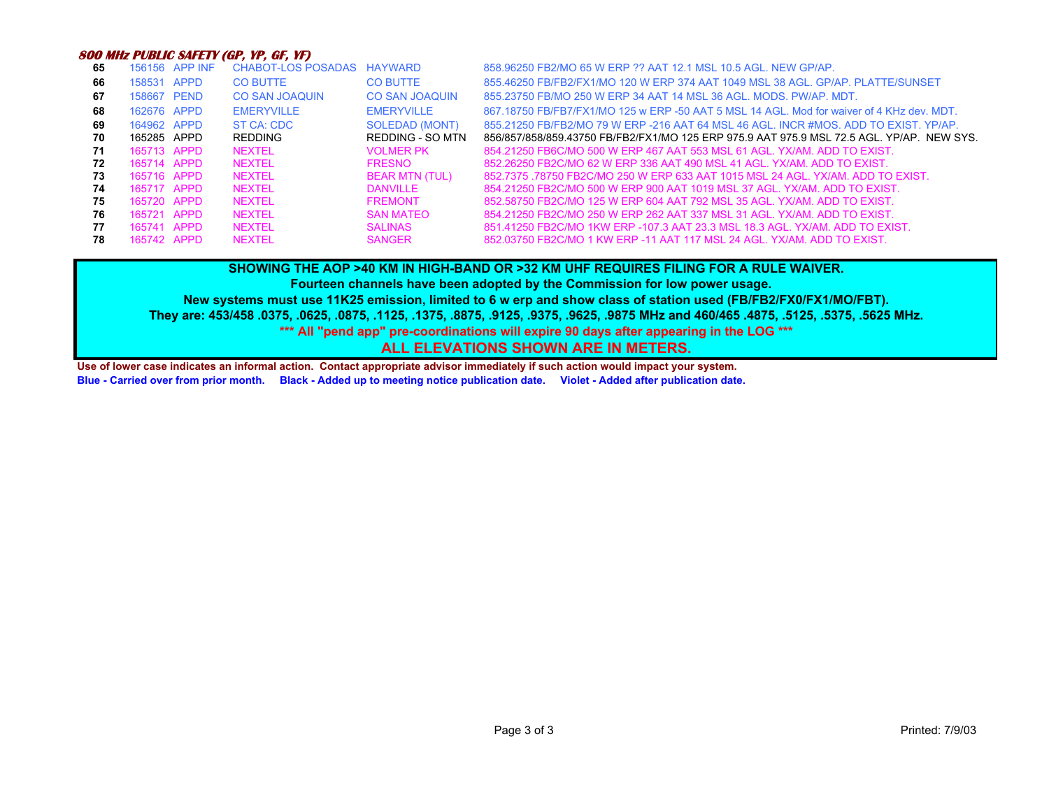### *800 MHz PUBLIC SAFETY (GP, YP, GF, YF)*

| | | | | | |
|---|---|---|---|---|---|
| **65** | 156156 | APP INF | CHABOT-LOS POSADAS | HAYWARD | 858.96250 FB2/MO 65 W ERP ?? AAT 12.1 MSL 10.5 AGL. NEW GP/AP. |
| **66** | 158531 | APPD | CO BUTTE | CO BUTTE | 855.46250 FB/FB2/FX1/MO 120 W ERP 374 AAT 1049 MSL 38 AGL. GP/AP. PLATTE/SUNSET |
| **67** | 158667 | PEND | CO SAN JOAQUIN | CO SAN JOAQUIN | 855.23750 FB/MO 250 W ERP 34 AAT 14 MSL 36 AGL. MODS. PW/AP. MDT. |
| **68** | 162676 | APPD | EMERYVILLE | EMERYVILLE | 867.18750 FB/FB7/FX1/MO 125 w ERP -50 AAT 5 MSL 14 AGL. Mod for waiver of 4 KHz dev. MDT. |
| **69** | 164962 | APPD | ST CA: CDC | SOLEDAD (MONT) | 855.21250 FB/FB2/MO 79 W ERP -216 AAT 64 MSL 46 AGL. INCR #MOS. ADD TO EXIST. YP/AP. |
| **70** | 165285 | APPD | REDDING | REDDING - SO MTN | 856/857/858/859.43750 FB/FB2/FX1/MO 125 ERP 975.9 AAT 975.9 MSL 72.5 AGL. YP/AP. NEW SYS. |
| **71** | 165713 | APPD | NEXTEL | VOLMER PK | 854.21250 FB6C/MO 500 W ERP 467 AAT 553 MSL 61 AGL. YX/AM. ADD TO EXIST. |
| **72** | 165714 | APPD | NEXTEL | FRESNO | 852.26250 FB2C/MO 62 W ERP 336 AAT 490 MSL 41 AGL. YX/AM. ADD TO EXIST. |
| **73** | 165716 | APPD | NEXTEL | BEAR MTN (TUL) | 852.7375 .78750 FB2C/MO 250 W ERP 633 AAT 1015 MSL 24 AGL. YX/AM. ADD TO EXIST. |
| **74** | 165717 | APPD | NEXTEL | DANVILLE | 854.21250 FB2C/MO 500 W ERP 900 AAT 1019 MSL 37 AGL. YX/AM. ADD TO EXIST. |
| **75** | 165720 | APPD | NEXTEL | FREMONT | 852.58750 FB2C/MO 125 W ERP 604 AAT 792 MSL 35 AGL. YX/AM. ADD TO EXIST. |
| **76** | 165721 | APPD | NEXTEL | SAN MATEO | 854.21250 FB2C/MO 250 W ERP 262 AAT 337 MSL 31 AGL. YX/AM. ADD TO EXIST. |
| **77** | 165741 | APPD | NEXTEL | SALINAS | 851.41250 FB2C/MO 1KW ERP -107.3 AAT 23.3 MSL 18.3 AGL. YX/AM. ADD TO EXIST. |
| **78** | 165742 | APPD | NEXTEL | SANGER | 852.03750 FB2C/MO 1 KW ERP -11 AAT 117 MSL 24 AGL. YX/AM. ADD TO EXIST. |

**SHOWING THE AOP >40 KM IN HIGH-BAND OR >32 KM UHF REQUIRES FILING FOR A RULE WAIVER.**

**Fourteen channels have been adopted by the Commission for low power usage.**

**New systems must use 11K25 emission, limited to 6 w erp and show class of station used (FB/FB2/FX0/FX1/MO/FBT).**

**They are: 453/458 .0375, .0625, .0875, .1125, .1375, .8875, .9125, .9375, .9625, .9875 MHz and 460/465 .4875, .5125, .5375, .5625 MHz.**

**\*\*\* All "pend app" pre-coordinations will expire 90 days after appearing in the LOG \*\*\***

**ALL ELEVATIONS SHOWN ARE IN METERS.**

**Use of lower case indicates an informal action. Contact appropriate advisor immediately if such action would impact your system.**

**Blue - Carried over from prior month. Black - Added up to meeting notice publication date. Violet - Added after publication date.**

Printed: 7/9/03